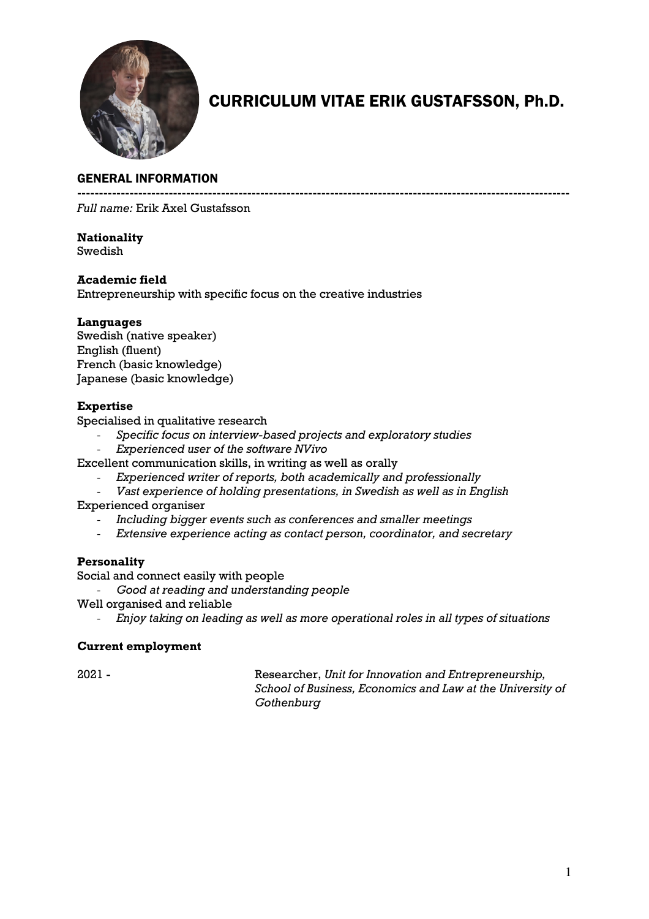# CURRICULUM VITAE ERIK GUSTAFSSON, Ph.D.

## GENERAL INFORMATION

---

*Full name:* Erik Axel Gustafsson

**Nationality**
Swedish

**Academic field**
Entrepreneurship with specific focus on the creative industries

**Languages**
Swedish (native speaker)
English (fluent)
French (basic knowledge)
Japanese (basic knowledge)

**Expertise**
Specialised in qualitative research
- *Specific focus on interview-based projects and exploratory studies*
- *Experienced user of the software NVivo*

Excellent communication skills, in writing as well as orally
- *Experienced writer of reports, both academically and professionally*
- *Vast experience of holding presentations, in Swedish as well as in English*

Experienced organiser
- *Including bigger events such as conferences and smaller meetings*
- *Extensive experience acting as contact person, coordinator, and secretary*

**Personality**
Social and connect easily with people
- *Good at reading and understanding people*

Well organised and reliable
- *Enjoy taking on leading as well as more operational roles in all types of situations*

**Current employment**

| | |
|---|---|
| 2021 - | Researcher, *Unit for Innovation and Entrepreneurship, School of Business, Economics and Law at the University of Gothenburg* |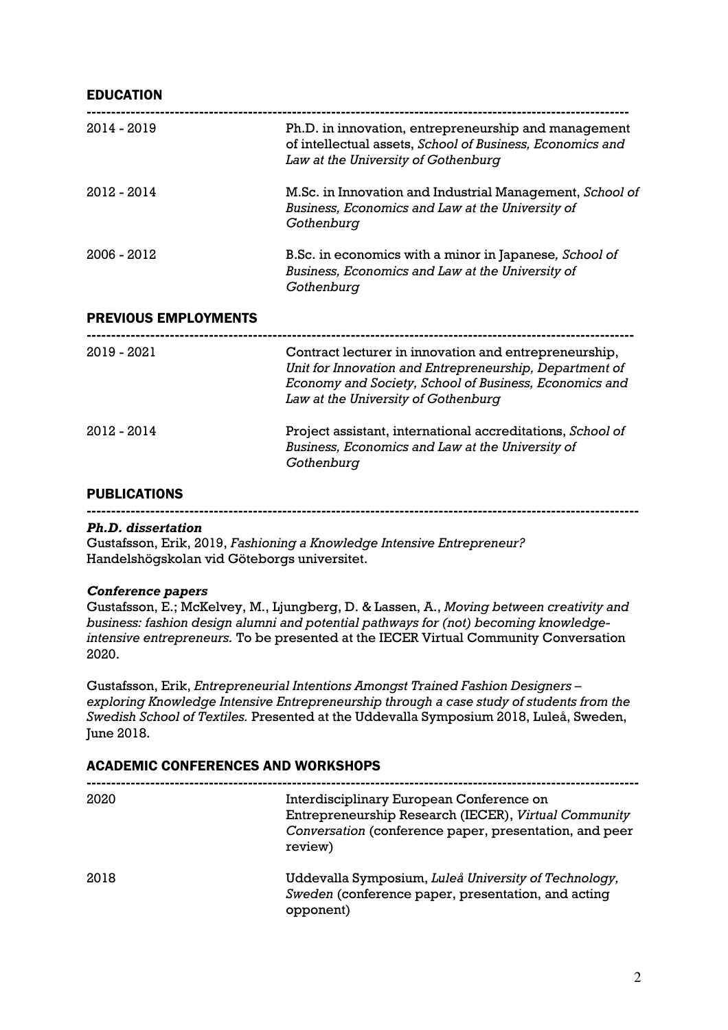## EDUCATION

| | |
|---|---|
| 2014 - 2019 | Ph.D. in innovation, entrepreneurship and management of intellectual assets, *School of Business, Economics and Law at the University of Gothenburg* |
| 2012 - 2014 | M.Sc. in Innovation and Industrial Management, *School of Business, Economics and Law at the University of Gothenburg* |
| 2006 - 2012 | B.Sc. in economics with a minor in Japanese, *School of Business, Economics and Law at the University of Gothenburg* |

## PREVIOUS EMPLOYMENTS

| | |
|---|---|
| 2019 - 2021 | Contract lecturer in innovation and entrepreneurship, *Unit for Innovation and Entrepreneurship, Department of Economy and Society, School of Business, Economics and Law at the University of Gothenburg* |
| 2012 - 2014 | Project assistant, international accreditations, *School of Business, Economics and Law at the University of Gothenburg* |

## PUBLICATIONS

***Ph.D. dissertation***

Gustafsson, Erik, 2019, *Fashioning a Knowledge Intensive Entrepreneur?* Handelshögskolan vid Göteborgs universitet.

***Conference papers***

Gustafsson, E.; McKelvey, M., Ljungberg, D. & Lassen, A., *Moving between creativity and business: fashion design alumni and potential pathways for (not) becoming knowledge-intensive entrepreneurs.* To be presented at the IECER Virtual Community Conversation 2020.

Gustafsson, Erik, *Entrepreneurial Intentions Amongst Trained Fashion Designers – exploring Knowledge Intensive Entrepreneurship through a case study of students from the Swedish School of Textiles.* Presented at the Uddevalla Symposium 2018, Luleå, Sweden, June 2018.

## ACADEMIC CONFERENCES AND WORKSHOPS

| | |
|---|---|
| 2020 | Interdisciplinary European Conference on Entrepreneurship Research (IECER), *Virtual Community Conversation* (conference paper, presentation, and peer review) |
| 2018 | Uddevalla Symposium, *Luleå University of Technology, Sweden* (conference paper, presentation, and acting opponent) |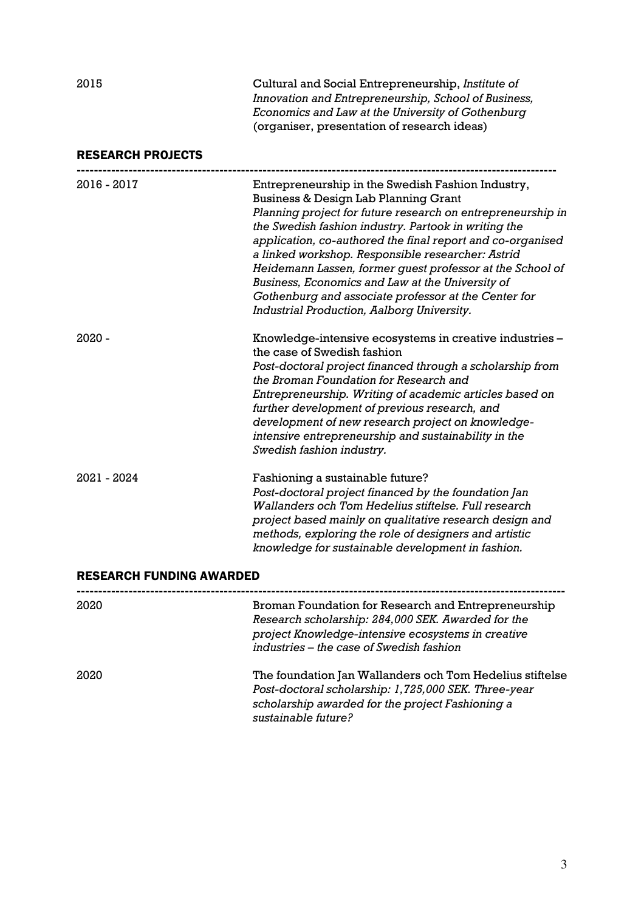2015 — Cultural and Social Entrepreneurship, *Institute of Innovation and Entrepreneurship, School of Business, Economics and Law at the University of Gothenburg* (organiser, presentation of research ideas)

## RESEARCH PROJECTS

---

**2016 - 2017**
Entrepreneurship in the Swedish Fashion Industry, Business & Design Lab Planning Grant
*Planning project for future research on entrepreneurship in the Swedish fashion industry. Partook in writing the application, co-authored the final report and co-organised a linked workshop. Responsible researcher: Astrid Heidemann Lassen, former guest professor at the School of Business, Economics and Law at the University of Gothenburg and associate professor at the Center for Industrial Production, Aalborg University.*

**2020 -**
Knowledge-intensive ecosystems in creative industries – the case of Swedish fashion
*Post-doctoral project financed through a scholarship from the Broman Foundation for Research and Entrepreneurship. Writing of academic articles based on further development of previous research, and development of new research project on knowledge-intensive entrepreneurship and sustainability in the Swedish fashion industry.*

**2021 - 2024**
Fashioning a sustainable future?
*Post-doctoral project financed by the foundation Jan Wallanders och Tom Hedelius stiftelse. Full research project based mainly on qualitative research design and methods, exploring the role of designers and artistic knowledge for sustainable development in fashion.*

## RESEARCH FUNDING AWARDED

---

**2020**
Broman Foundation for Research and Entrepreneurship
*Research scholarship: 284,000 SEK. Awarded for the project Knowledge-intensive ecosystems in creative industries – the case of Swedish fashion*

**2020**
The foundation Jan Wallanders och Tom Hedelius stiftelse
*Post-doctoral scholarship: 1,725,000 SEK. Three-year scholarship awarded for the project Fashioning a sustainable future?*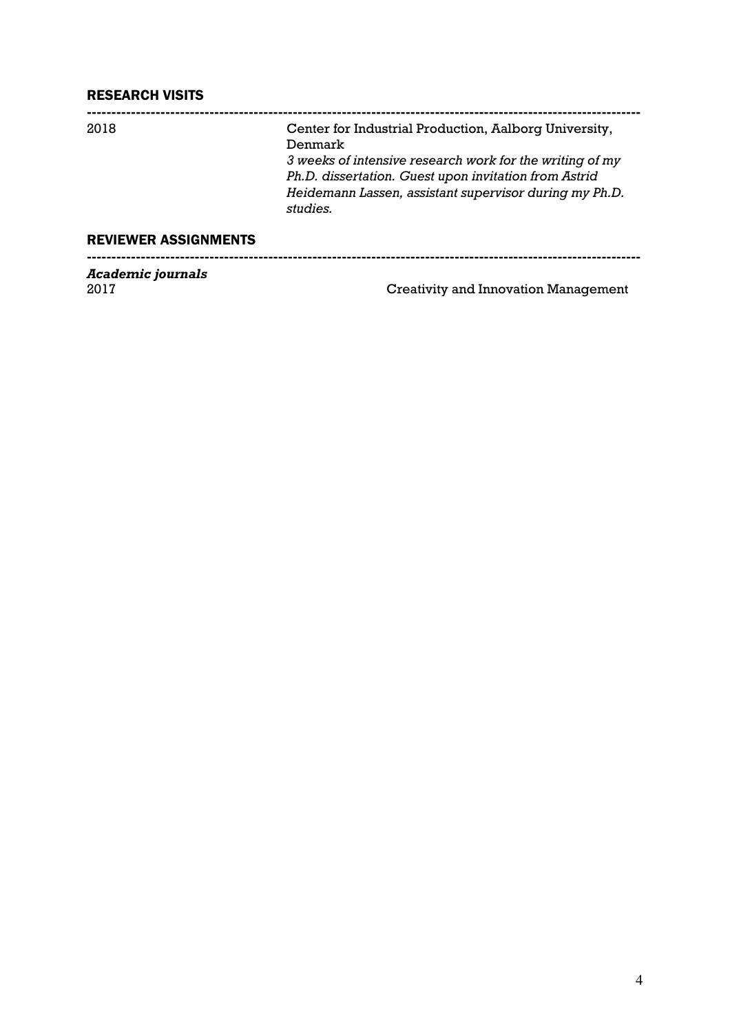## RESEARCH VISITS

---

2018 — Center for Industrial Production, Aalborg University, Denmark
*3 weeks of intensive research work for the writing of my Ph.D. dissertation. Guest upon invitation from Astrid Heidemann Lassen, assistant supervisor during my Ph.D. studies.*

## REVIEWER ASSIGNMENTS

---

***Academic journals***

2017 — Creativity and Innovation Management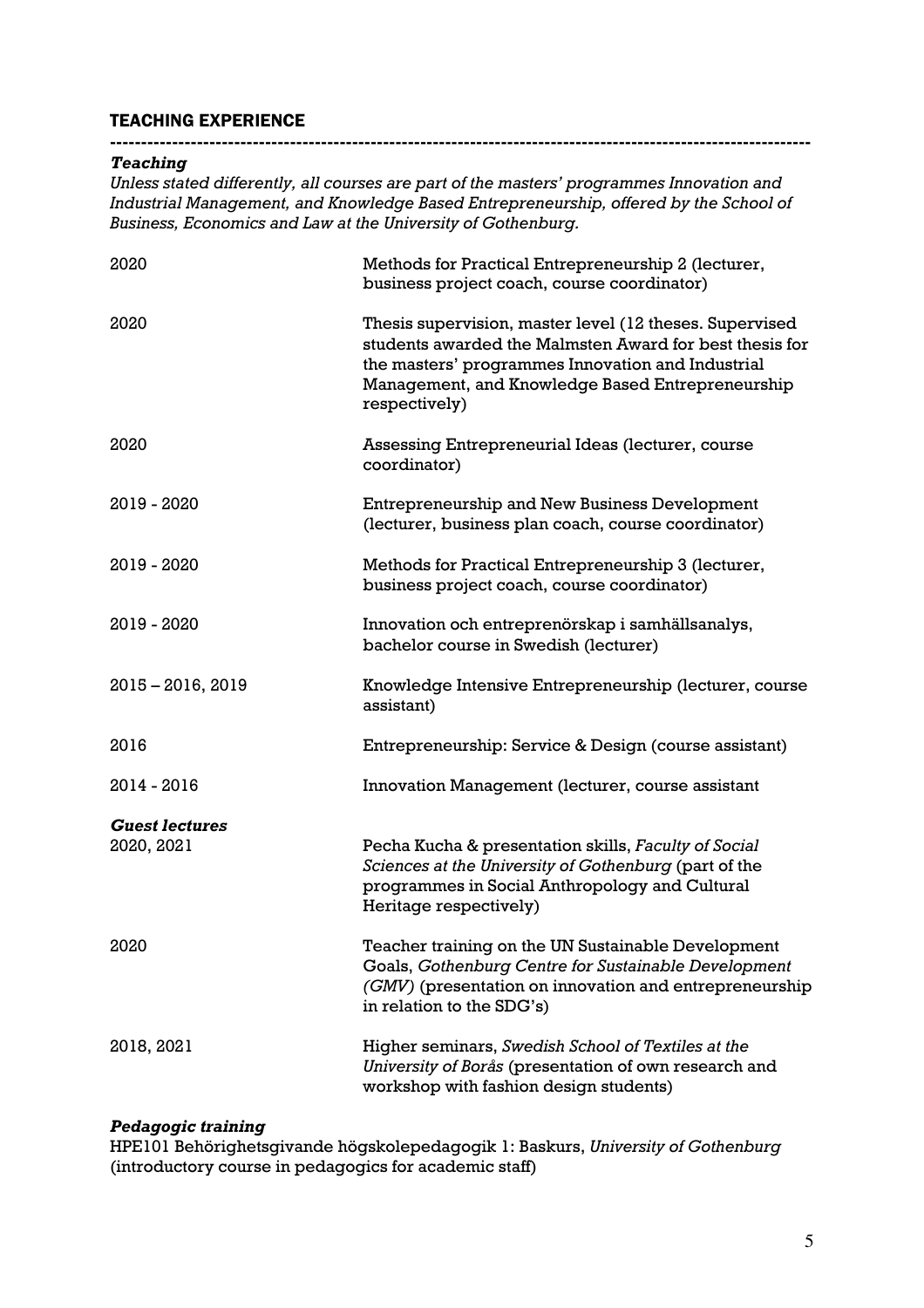## TEACHING EXPERIENCE

---

***Teaching***

*Unless stated differently, all courses are part of the masters' programmes Innovation and Industrial Management, and Knowledge Based Entrepreneurship, offered by the School of Business, Economics and Law at the University of Gothenburg.*

| | |
|---|---|
| 2020 | Methods for Practical Entrepreneurship 2 (lecturer, business project coach, course coordinator) |
| 2020 | Thesis supervision, master level (12 theses. Supervised students awarded the Malmsten Award for best thesis for the masters' programmes Innovation and Industrial Management, and Knowledge Based Entrepreneurship respectively) |
| 2020 | Assessing Entrepreneurial Ideas (lecturer, course coordinator) |
| 2019 - 2020 | Entrepreneurship and New Business Development (lecturer, business plan coach, course coordinator) |
| 2019 - 2020 | Methods for Practical Entrepreneurship 3 (lecturer, business project coach, course coordinator) |
| 2019 - 2020 | Innovation och entreprenörskap i samhällsanalys, bachelor course in Swedish (lecturer) |
| 2015 – 2016, 2019 | Knowledge Intensive Entrepreneurship (lecturer, course assistant) |
| 2016 | Entrepreneurship: Service & Design (course assistant) |
| 2014 - 2016 | Innovation Management (lecturer, course assistant |

***Guest lectures***

| | |
|---|---|
| 2020, 2021 | Pecha Kucha & presentation skills, *Faculty of Social Sciences at the University of Gothenburg* (part of the programmes in Social Anthropology and Cultural Heritage respectively) |
| 2020 | Teacher training on the UN Sustainable Development Goals, *Gothenburg Centre for Sustainable Development (GMV)* (presentation on innovation and entrepreneurship in relation to the SDG's) |
| 2018, 2021 | Higher seminars, *Swedish School of Textiles at the University of Borås* (presentation of own research and workshop with fashion design students) |

***Pedagogic training***

HPE101 Behörighetsgivande högskolepedagogik 1: Baskurs, *University of Gothenburg* (introductory course in pedagogics for academic staff)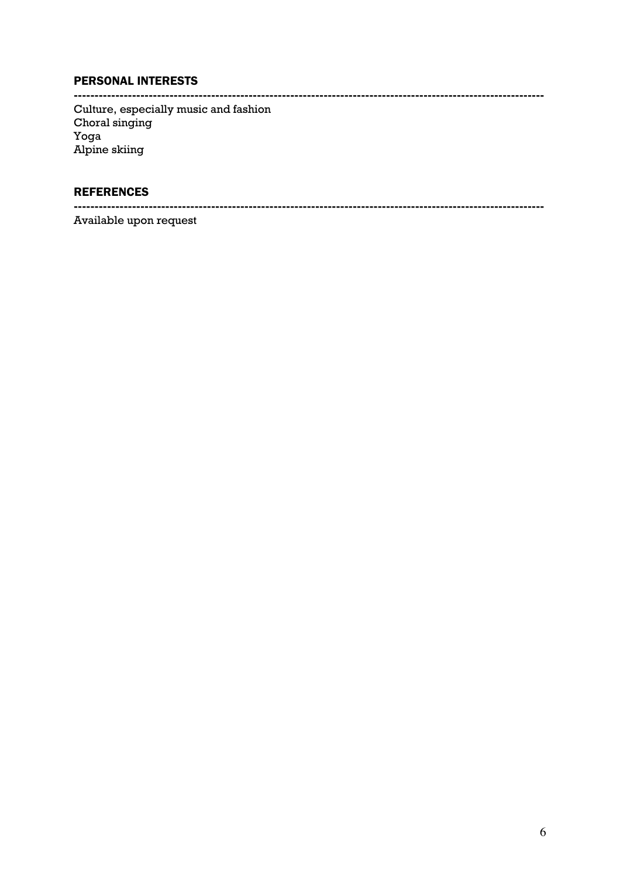## PERSONAL INTERESTS

Culture, especially music and fashion
Choral singing
Yoga
Alpine skiing

## REFERENCES

Available upon request